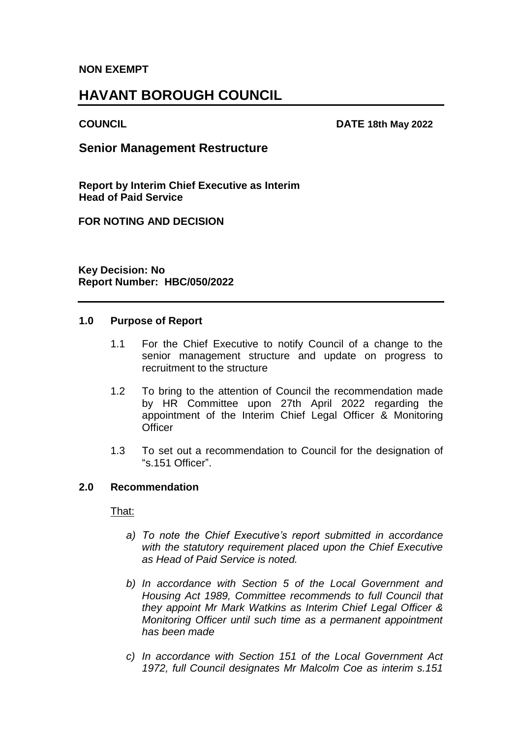**NON EXEMPT**

# HAVANT BOROUGH COUNCIL

**COUNCIL** **DATE 18th May 2022**

## Senior Management Restructure

**Report by Interim Chief Executive as Interim Head of Paid Service**

**FOR NOTING AND DECISION**

**Key Decision: No**
**Report Number: HBC/050/2022**

---

### 1.0 Purpose of Report

1.1 For the Chief Executive to notify Council of a change to the senior management structure and update on progress to recruitment to the structure

1.2 To bring to the attention of Council the recommendation made by HR Committee upon 27th April 2022 regarding the appointment of the Interim Chief Legal Officer & Monitoring Officer

1.3 To set out a recommendation to Council for the designation of "s.151 Officer".

### 2.0 Recommendation

That:

*a) To note the Chief Executive's report submitted in accordance with the statutory requirement placed upon the Chief Executive as Head of Paid Service is noted.*

*b) In accordance with Section 5 of the Local Government and Housing Act 1989, Committee recommends to full Council that they appoint Mr Mark Watkins as Interim Chief Legal Officer & Monitoring Officer until such time as a permanent appointment has been made*

*c) In accordance with Section 151 of the Local Government Act 1972, full Council designates Mr Malcolm Coe as interim s.151*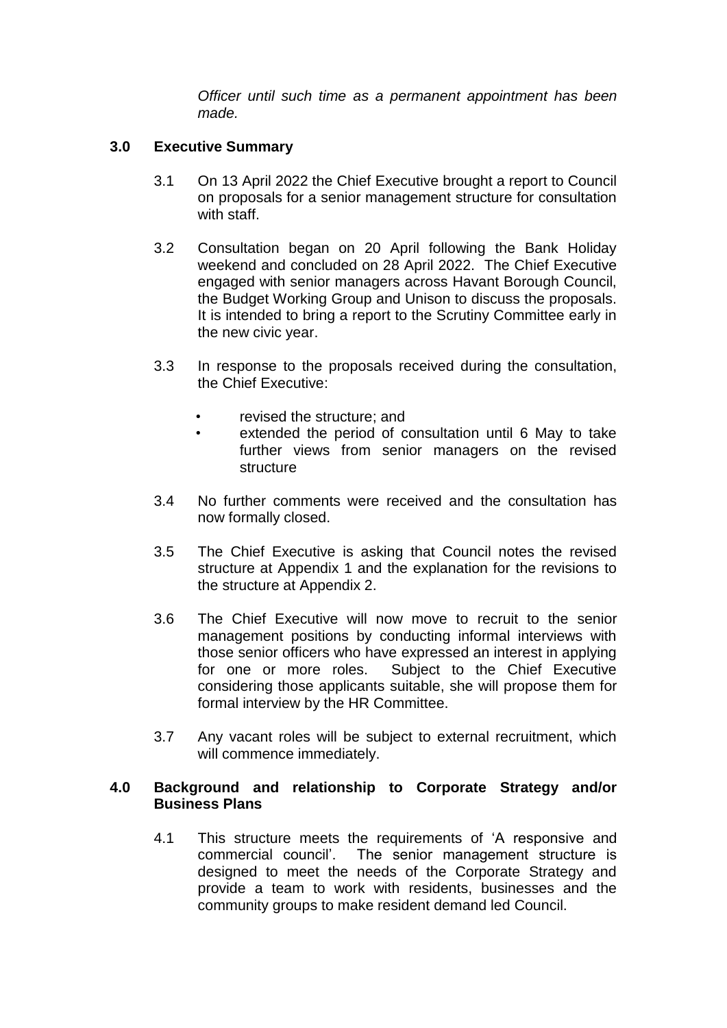*Officer until such time as a permanent appointment has been made.*

## 3.0 Executive Summary

3.1 On 13 April 2022 the Chief Executive brought a report to Council on proposals for a senior management structure for consultation with staff.

3.2 Consultation began on 20 April following the Bank Holiday weekend and concluded on 28 April 2022. The Chief Executive engaged with senior managers across Havant Borough Council, the Budget Working Group and Unison to discuss the proposals. It is intended to bring a report to the Scrutiny Committee early in the new civic year.

3.3 In response to the proposals received during the consultation, the Chief Executive:

- revised the structure; and
- extended the period of consultation until 6 May to take further views from senior managers on the revised structure

3.4 No further comments were received and the consultation has now formally closed.

3.5 The Chief Executive is asking that Council notes the revised structure at Appendix 1 and the explanation for the revisions to the structure at Appendix 2.

3.6 The Chief Executive will now move to recruit to the senior management positions by conducting informal interviews with those senior officers who have expressed an interest in applying for one or more roles. Subject to the Chief Executive considering those applicants suitable, she will propose them for formal interview by the HR Committee.

3.7 Any vacant roles will be subject to external recruitment, which will commence immediately.

## 4.0 Background and relationship to Corporate Strategy and/or Business Plans

4.1 This structure meets the requirements of 'A responsive and commercial council'. The senior management structure is designed to meet the needs of the Corporate Strategy and provide a team to work with residents, businesses and the community groups to make resident demand led Council.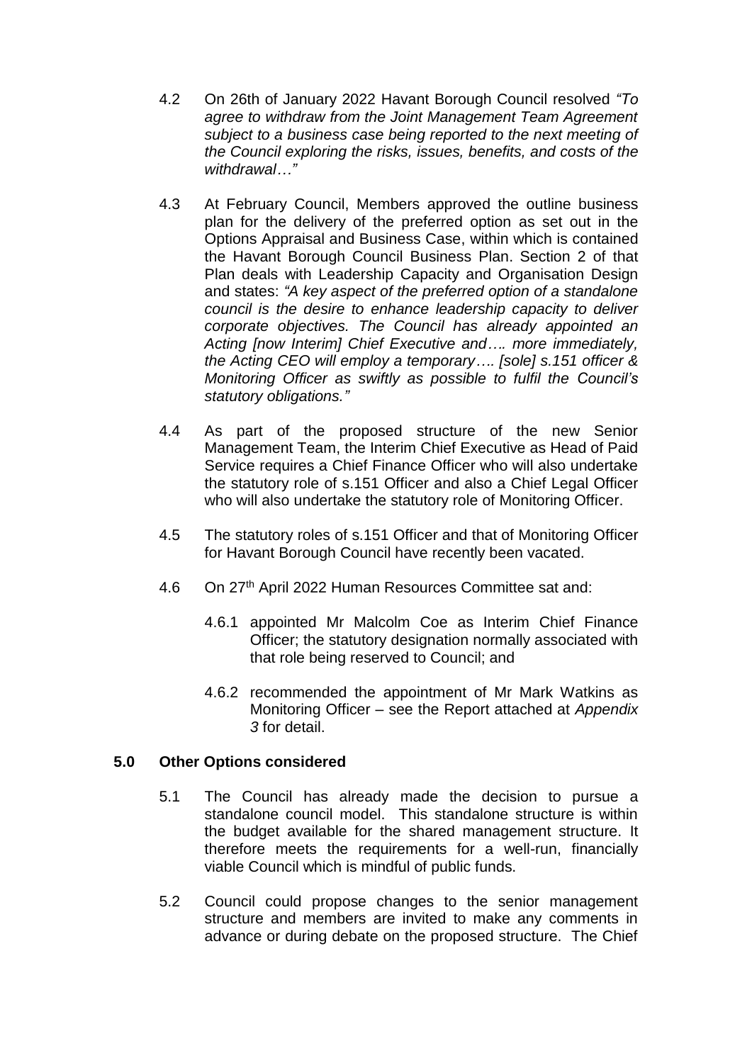4.2 On 26th of January 2022 Havant Borough Council resolved *"To agree to withdraw from the Joint Management Team Agreement subject to a business case being reported to the next meeting of the Council exploring the risks, issues, benefits, and costs of the withdrawal…"*

4.3 At February Council, Members approved the outline business plan for the delivery of the preferred option as set out in the Options Appraisal and Business Case, within which is contained the Havant Borough Council Business Plan. Section 2 of that Plan deals with Leadership Capacity and Organisation Design and states: *"A key aspect of the preferred option of a standalone council is the desire to enhance leadership capacity to deliver corporate objectives. The Council has already appointed an Acting [now Interim] Chief Executive and…. more immediately, the Acting CEO will employ a temporary…. [sole] s.151 officer & Monitoring Officer as swiftly as possible to fulfil the Council's statutory obligations."*

4.4 As part of the proposed structure of the new Senior Management Team, the Interim Chief Executive as Head of Paid Service requires a Chief Finance Officer who will also undertake the statutory role of s.151 Officer and also a Chief Legal Officer who will also undertake the statutory role of Monitoring Officer.

4.5 The statutory roles of s.151 Officer and that of Monitoring Officer for Havant Borough Council have recently been vacated.

4.6 On 27th April 2022 Human Resources Committee sat and:

4.6.1 appointed Mr Malcolm Coe as Interim Chief Finance Officer; the statutory designation normally associated with that role being reserved to Council; and

4.6.2 recommended the appointment of Mr Mark Watkins as Monitoring Officer – see the Report attached at *Appendix 3* for detail.

## 5.0 Other Options considered

5.1 The Council has already made the decision to pursue a standalone council model. This standalone structure is within the budget available for the shared management structure. It therefore meets the requirements for a well-run, financially viable Council which is mindful of public funds.

5.2 Council could propose changes to the senior management structure and members are invited to make any comments in advance or during debate on the proposed structure. The Chief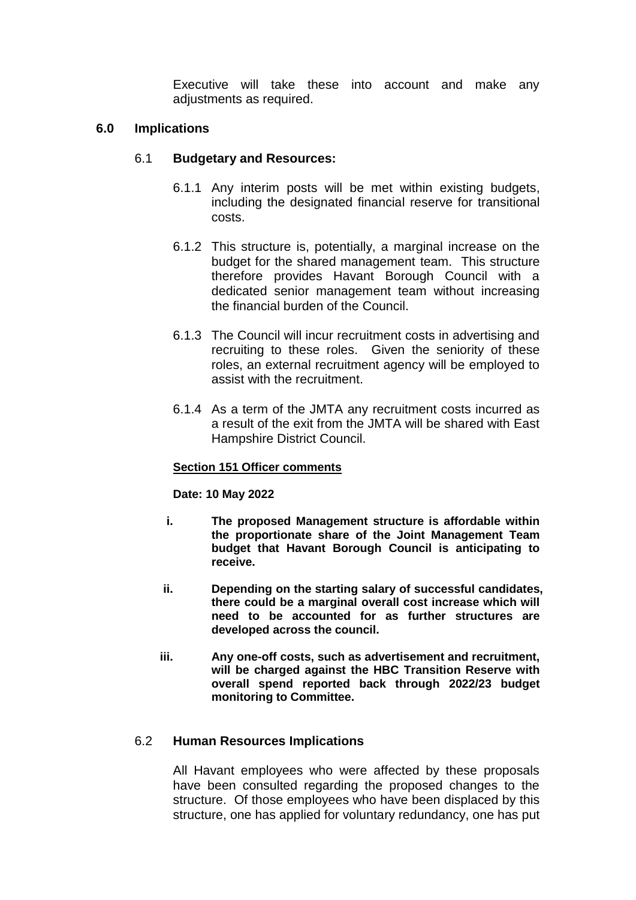Executive will take these into account and make any adjustments as required.

## 6.0 Implications

### 6.1 Budgetary and Resources:

6.1.1 Any interim posts will be met within existing budgets, including the designated financial reserve for transitional costs.

6.1.2 This structure is, potentially, a marginal increase on the budget for the shared management team. This structure therefore provides Havant Borough Council with a dedicated senior management team without increasing the financial burden of the Council.

6.1.3 The Council will incur recruitment costs in advertising and recruiting to these roles. Given the seniority of these roles, an external recruitment agency will be employed to assist with the recruitment.

6.1.4 As a term of the JMTA any recruitment costs incurred as a result of the exit from the JMTA will be shared with East Hampshire District Council.

**Section 151 Officer comments**

**Date: 10 May 2022**

i. **The proposed Management structure is affordable within the proportionate share of the Joint Management Team budget that Havant Borough Council is anticipating to receive.**

ii. **Depending on the starting salary of successful candidates, there could be a marginal overall cost increase which will need to be accounted for as further structures are developed across the council.**

iii. **Any one-off costs, such as advertisement and recruitment, will be charged against the HBC Transition Reserve with overall spend reported back through 2022/23 budget monitoring to Committee.**

### 6.2 Human Resources Implications

All Havant employees who were affected by these proposals have been consulted regarding the proposed changes to the structure. Of those employees who have been displaced by this structure, one has applied for voluntary redundancy, one has put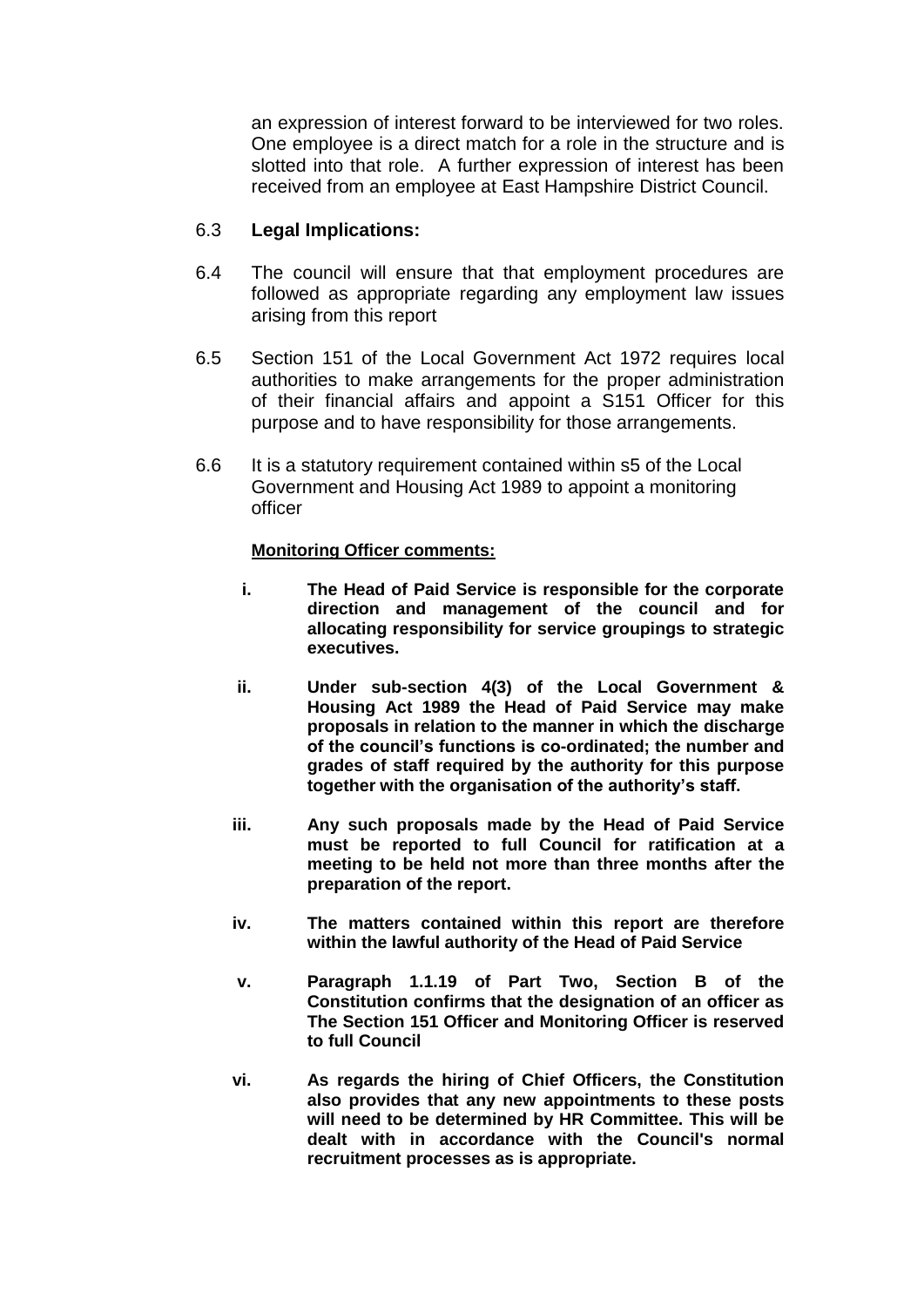an expression of interest forward to be interviewed for two roles. One employee is a direct match for a role in the structure and is slotted into that role. A further expression of interest has been received from an employee at East Hampshire District Council.

6.3 **Legal Implications:**

6.4 The council will ensure that that employment procedures are followed as appropriate regarding any employment law issues arising from this report

6.5 Section 151 of the Local Government Act 1972 requires local authorities to make arrangements for the proper administration of their financial affairs and appoint a S151 Officer for this purpose and to have responsibility for those arrangements.

6.6 It is a statutory requirement contained within s5 of the Local Government and Housing Act 1989 to appoint a monitoring officer

**Monitoring Officer comments:**

i. **The Head of Paid Service is responsible for the corporate direction and management of the council and for allocating responsibility for service groupings to strategic executives.**

ii. **Under sub-section 4(3) of the Local Government & Housing Act 1989 the Head of Paid Service may make proposals in relation to the manner in which the discharge of the council's functions is co-ordinated; the number and grades of staff required by the authority for this purpose together with the organisation of the authority's staff.**

iii. **Any such proposals made by the Head of Paid Service must be reported to full Council for ratification at a meeting to be held not more than three months after the preparation of the report.**

iv. **The matters contained within this report are therefore within the lawful authority of the Head of Paid Service**

v. **Paragraph 1.1.19 of Part Two, Section B of the Constitution confirms that the designation of an officer as The Section 151 Officer and Monitoring Officer is reserved to full Council**

vi. **As regards the hiring of Chief Officers, the Constitution also provides that any new appointments to these posts will need to be determined by HR Committee. This will be dealt with in accordance with the Council's normal recruitment processes as is appropriate.**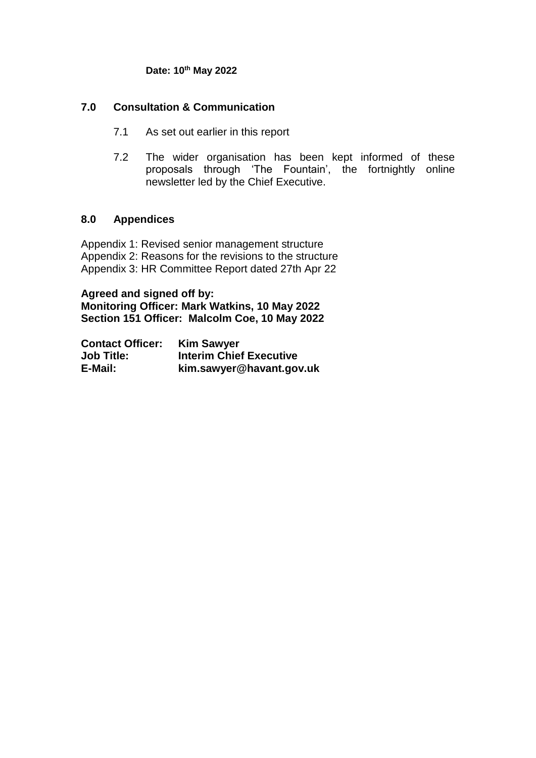**Date: 10th May 2022**

## 7.0 Consultation & Communication

7.1 As set out earlier in this report

7.2 The wider organisation has been kept informed of these proposals through 'The Fountain', the fortnightly online newsletter led by the Chief Executive.

## 8.0 Appendices

Appendix 1: Revised senior management structure
Appendix 2: Reasons for the revisions to the structure
Appendix 3: HR Committee Report dated 27th Apr 22

**Agreed and signed off by:**
**Monitoring Officer: Mark Watkins, 10 May 2022**
**Section 151 Officer: Malcolm Coe, 10 May 2022**

| | |
|---|---|
| **Contact Officer:** | **Kim Sawyer** |
| **Job Title:** | **Interim Chief Executive** |
| **E-Mail:** | **kim.sawyer@havant.gov.uk** |